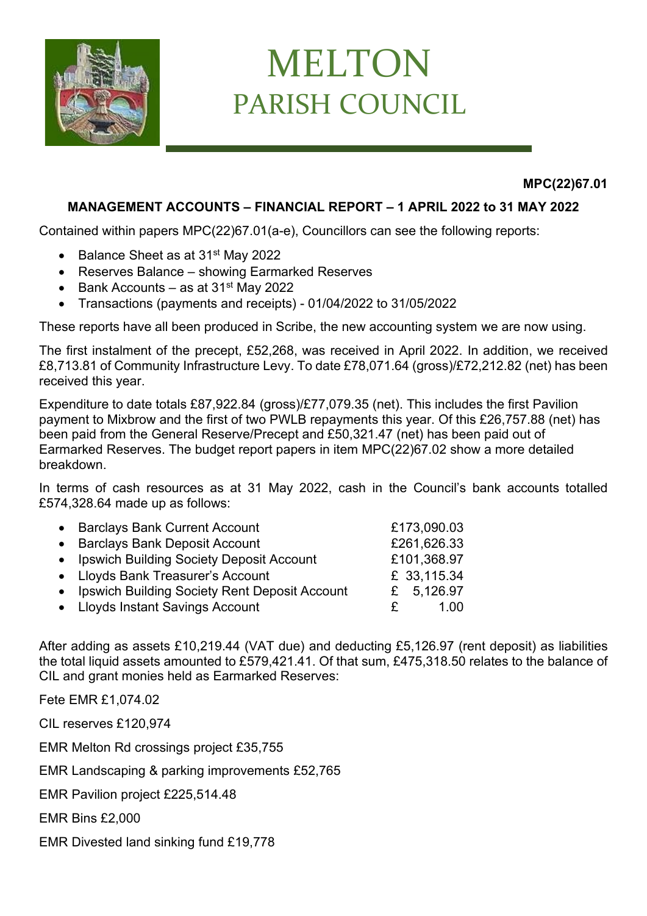# MELTON
## PARISH COUNCIL

**MPC(22)67.01**

**MANAGEMENT ACCOUNTS – FINANCIAL REPORT – 1 APRIL 2022 to 31 MAY 2022**

Contained within papers MPC(22)67.01(a-e), Councillors can see the following reports:

- Balance Sheet as at 31st May 2022
- Reserves Balance – showing Earmarked Reserves
- Bank Accounts – as at 31st May 2022
- Transactions (payments and receipts) - 01/04/2022 to 31/05/2022

These reports have all been produced in Scribe, the new accounting system we are now using.

The first instalment of the precept, £52,268, was received in April 2022. In addition, we received £8,713.81 of Community Infrastructure Levy. To date £78,071.64 (gross)/£72,212.82 (net) has been received this year.

Expenditure to date totals £87,922.84 (gross)/£77,079.35 (net). This includes the first Pavilion payment to Mixbrow and the first of two PWLB repayments this year. Of this £26,757.88 (net) has been paid from the General Reserve/Precept and £50,321.47 (net) has been paid out of Earmarked Reserves. The budget report papers in item MPC(22)67.02 show a more detailed breakdown.

In terms of cash resources as at 31 May 2022, cash in the Council's bank accounts totalled £574,328.64 made up as follows:

| Account | Amount |
|---|---|
| Barclays Bank Current Account | £173,090.03 |
| Barclays Bank Deposit Account | £261,626.33 |
| Ipswich Building Society Deposit Account | £101,368.97 |
| Lloyds Bank Treasurer's Account | £ 33,115.34 |
| Ipswich Building Society Rent Deposit Account | £ 5,126.97 |
| Lloyds Instant Savings Account | £ 1.00 |

After adding as assets £10,219.44 (VAT due) and deducting £5,126.97 (rent deposit) as liabilities the total liquid assets amounted to £579,421.41. Of that sum, £475,318.50 relates to the balance of CIL and grant monies held as Earmarked Reserves:

Fete EMR £1,074.02

CIL reserves £120,974

EMR Melton Rd crossings project £35,755

EMR Landscaping & parking improvements £52,765

EMR Pavilion project £225,514.48

EMR Bins £2,000

EMR Divested land sinking fund £19,778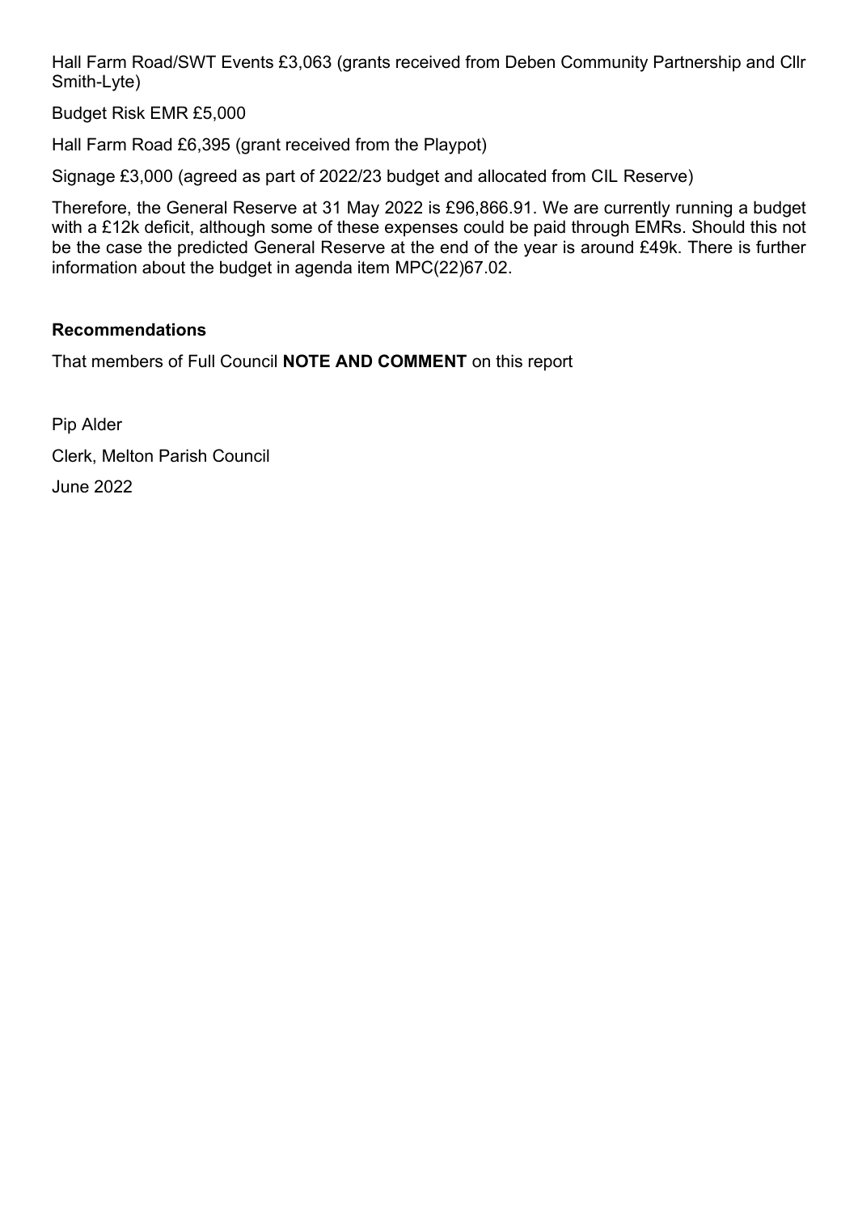Hall Farm Road/SWT Events £3,063 (grants received from Deben Community Partnership and Cllr Smith-Lyte)

Budget Risk EMR £5,000

Hall Farm Road £6,395 (grant received from the Playpot)

Signage £3,000 (agreed as part of 2022/23 budget and allocated from CIL Reserve)

Therefore, the General Reserve at 31 May 2022 is £96,866.91. We are currently running a budget with a £12k deficit, although some of these expenses could be paid through EMRs. Should this not be the case the predicted General Reserve at the end of the year is around £49k. There is further information about the budget in agenda item MPC(22)67.02.

**Recommendations**

That members of Full Council **NOTE AND COMMENT** on this report

Pip Alder

Clerk, Melton Parish Council

June 2022